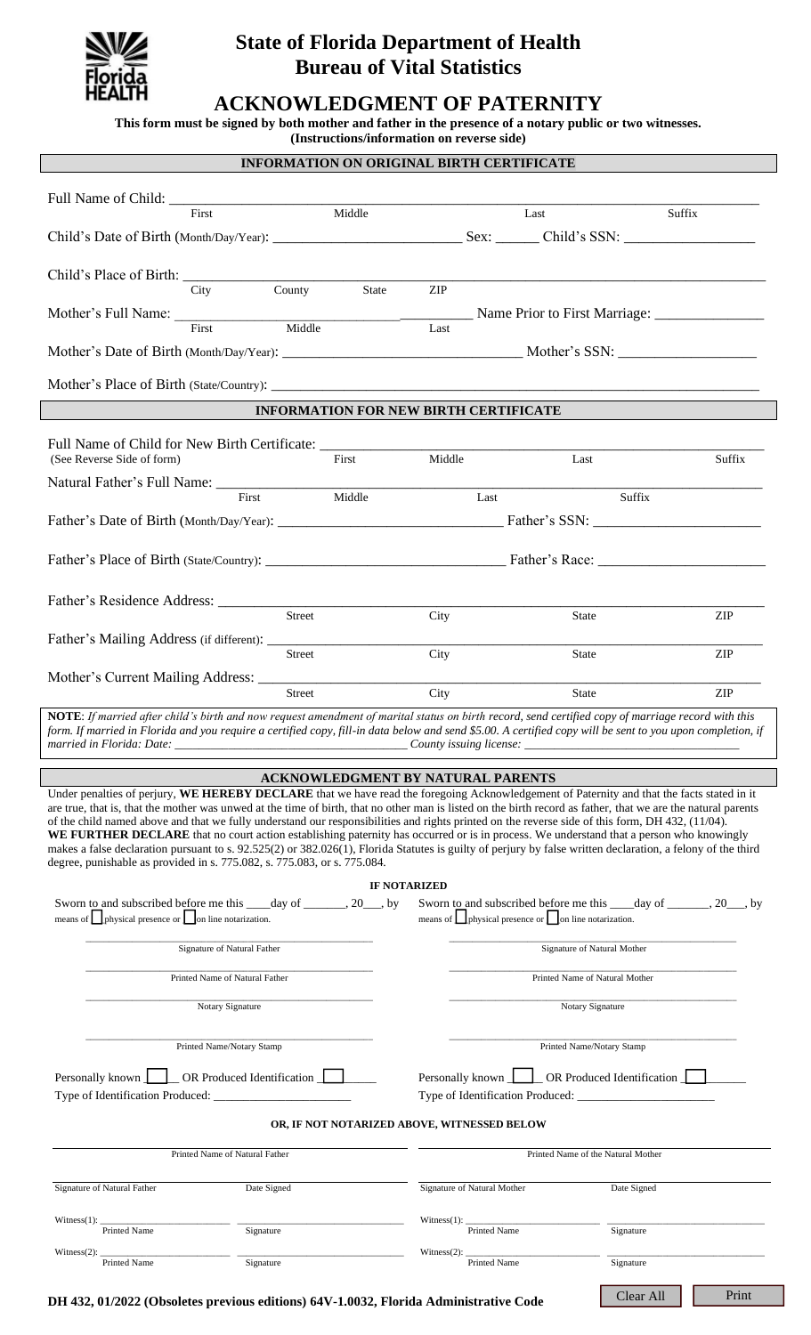# State of Florida Department of Health
## Bureau of Vital Statistics

# ACKNOWLEDGMENT OF PATERNITY

**This form must be signed by both mother and father in the presence of a notary public or two witnesses.**
**(Instructions/information on reverse side)**

### INFORMATION ON ORIGINAL BIRTH CERTIFICATE

Full Name of Child: ____________________________________________
First | Middle | Last | Suffix

Child's Date of Birth (Month/Day/Year): ______________________ Sex: ______ Child's SSN: ________________

Child's Place of Birth: ____________________________________________
City | County | State | ZIP

Mother's Full Name: ______________________________ Name Prior to First Marriage: ______________
First | Middle | Last

Mother's Date of Birth (Month/Day/Year): ______________________________ Mother's SSN: ________________

Mother's Place of Birth (State/Country): ____________________________________________

### INFORMATION FOR NEW BIRTH CERTIFICATE

Full Name of Child for New Birth Certificate: ____________________________________________
(See Reverse Side of form) | First | Middle | Last | Suffix

Natural Father's Full Name: ____________________________________________
First | Middle | Last | Suffix

Father's Date of Birth (Month/Day/Year): ______________________________ Father's SSN: ____________________

Father's Place of Birth (State/Country): ______________________________ Father's Race: ____________________

Father's Residence Address: ____________________________________________
Street | City | State | ZIP

Father's Mailing Address (if different): ____________________________________________
Street | City | State | ZIP

Mother's Current Mailing Address: ____________________________________________
Street | City | State | ZIP

**NOTE**: *If married after child's birth and now request amendment of marital status on birth record, send certified copy of marriage record with this form. If married in Florida and you require a certified copy, fill-in data below and send $5.00. A certified copy will be sent to you upon completion, if married in Florida: Date: ______________________________ County issuing license: ______________________________*

### ACKNOWLEDGMENT BY NATURAL PARENTS

Under penalties of perjury, **WE HEREBY DECLARE** that we have read the foregoing Acknowledgement of Paternity and that the facts stated in it are true, that is, that the mother was unwed at the time of birth, that no other man is listed on the birth record as father, that we are the natural parents of the child named above and that we fully understand our responsibilities and rights printed on the reverse side of this form, DH 432, (11/04). **WE FURTHER DECLARE** that no court action establishing paternity has occurred or is in process. We understand that a person who knowingly makes a false declaration pursuant to s. 92.525(2) or 382.026(1), Florida Statutes is guilty of perjury by false written declaration, a felony of the third degree, punishable as provided in s. 775.082, s. 775.083, or s. 775.084.

**IF NOTARIZED**

| Father | Mother |
|---|---|
| Sworn to and subscribed before me this ____day of _______, 20___, by means of ☐ physical presence or ☐ on line notarization. | Sworn to and subscribed before me this ____day of _______, 20___, by means of ☐ physical presence or ☐ on line notarization. |
| Signature of Natural Father | Signature of Natural Mother |
| Printed Name of Natural Father | Printed Name of Natural Mother |
| Notary Signature | Notary Signature |
| Printed Name/Notary Stamp | Printed Name/Notary Stamp |
| Personally known ☐ OR Produced Identification ☐ | Personally known ☐ OR Produced Identification ☐ |
| Type of Identification Produced: ______________ | Type of Identification Produced: ______________ |

**OR, IF NOT NOTARIZED ABOVE, WITNESSED BELOW**

| Father | | Mother | |
|---|---|---|---|
| Printed Name of Natural Father | | Printed Name of the Natural Mother | |
| Signature of Natural Father | Date Signed | Signature of Natural Mother | Date Signed |
| Witness(1): Printed Name | Signature | Witness(1): Printed Name | Signature |
| Witness(2): Printed Name | Signature | Witness(2): Printed Name | Signature |

**DH 432, 01/2022 (Obsoletes previous editions) 64V-1.0032, Florida Administrative Code**

Clear All | Print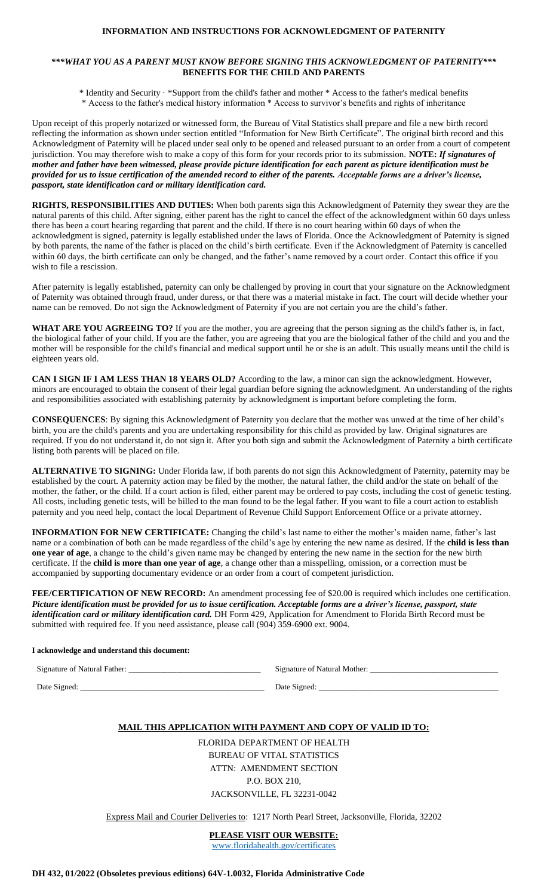# INFORMATION AND INSTRUCTIONS FOR ACKNOWLEDGMENT OF PATERNITY

***\*\*\*WHAT YOU AS A PARENT MUST KNOW BEFORE SIGNING THIS ACKNOWLEDGMENT OF PATERNITY\*\*\****
**BENEFITS FOR THE CHILD AND PARENTS**

\* Identity and Security · \*Support from the child's father and mother \* Access to the father's medical benefits
\* Access to the father's medical history information \* Access to survivor's benefits and rights of inheritance

Upon receipt of this properly notarized or witnessed form, the Bureau of Vital Statistics shall prepare and file a new birth record reflecting the information as shown under section entitled "Information for New Birth Certificate". The original birth record and this Acknowledgment of Paternity will be placed under seal only to be opened and released pursuant to an order from a court of competent jurisdiction. You may therefore wish to make a copy of this form for your records prior to its submission. **NOTE:** ***If signatures of mother and father have been witnessed, please provide picture identification for each parent as picture identification must be provided for us to issue certification of the amended record to either of the parents. Acceptable forms are a driver's license, passport, state identification card or military identification card.***

**RIGHTS, RESPONSIBILITIES AND DUTIES:** When both parents sign this Acknowledgment of Paternity they swear they are the natural parents of this child. After signing, either parent has the right to cancel the effect of the acknowledgment within 60 days unless there has been a court hearing regarding that parent and the child. If there is no court hearing within 60 days of when the acknowledgment is signed, paternity is legally established under the laws of Florida. Once the Acknowledgment of Paternity is signed by both parents, the name of the father is placed on the child's birth certificate. Even if the Acknowledgment of Paternity is cancelled within 60 days, the birth certificate can only be changed, and the father's name removed by a court order. Contact this office if you wish to file a rescission.

After paternity is legally established, paternity can only be challenged by proving in court that your signature on the Acknowledgment of Paternity was obtained through fraud, under duress, or that there was a material mistake in fact. The court will decide whether your name can be removed. Do not sign the Acknowledgment of Paternity if you are not certain you are the child's father.

**WHAT ARE YOU AGREEING TO?** If you are the mother, you are agreeing that the person signing as the child's father is, in fact, the biological father of your child. If you are the father, you are agreeing that you are the biological father of the child and you and the mother will be responsible for the child's financial and medical support until he or she is an adult. This usually means until the child is eighteen years old.

**CAN I SIGN IF I AM LESS THAN 18 YEARS OLD?** According to the law, a minor can sign the acknowledgment. However, minors are encouraged to obtain the consent of their legal guardian before signing the acknowledgment. An understanding of the rights and responsibilities associated with establishing paternity by acknowledgment is important before completing the form.

**CONSEQUENCES**: By signing this Acknowledgment of Paternity you declare that the mother was unwed at the time of her child's birth, you are the child's parents and you are undertaking responsibility for this child as provided by law. Original signatures are required. If you do not understand it, do not sign it. After you both sign and submit the Acknowledgment of Paternity a birth certificate listing both parents will be placed on file.

**ALTERNATIVE TO SIGNING:** Under Florida law, if both parents do not sign this Acknowledgment of Paternity, paternity may be established by the court. A paternity action may be filed by the mother, the natural father, the child and/or the state on behalf of the mother, the father, or the child. If a court action is filed, either parent may be ordered to pay costs, including the cost of genetic testing. All costs, including genetic tests, will be billed to the man found to be the legal father. If you want to file a court action to establish paternity and you need help, contact the local Department of Revenue Child Support Enforcement Office or a private attorney.

**INFORMATION FOR NEW CERTIFICATE:** Changing the child's last name to either the mother's maiden name, father's last name or a combination of both can be made regardless of the child's age by entering the new name as desired. If the **child is less than one year of age**, a change to the child's given name may be changed by entering the new name in the section for the new birth certificate. If the **child is more than one year of age**, a change other than a misspelling, omission, or a correction must be accompanied by supporting documentary evidence or an order from a court of competent jurisdiction.

**FEE/CERTIFICATION OF NEW RECORD:** An amendment processing fee of $20.00 is required which includes one certification. ***Picture identification must be provided for us to issue certification. Acceptable forms are a driver's license, passport, state identification card or military identification card.*** DH Form 429, Application for Amendment to Florida Birth Record must be submitted with required fee. If you need assistance, please call (904) 359-6900 ext. 9004.

**I acknowledge and understand this document:**

Signature of Natural Father: ______________________________ Signature of Natural Mother: ______________________________

Date Signed: ______________________________ Date Signed: ______________________________

**MAIL THIS APPLICATION WITH PAYMENT AND COPY OF VALID ID TO:**

FLORIDA DEPARTMENT OF HEALTH
BUREAU OF VITAL STATISTICS
ATTN: AMENDMENT SECTION
P.O. BOX 210,
JACKSONVILLE, FL 32231-0042

Express Mail and Courier Deliveries to: 1217 North Pearl Street, Jacksonville, Florida, 32202

**PLEASE VISIT OUR WEBSITE:**
www.floridahealth.gov/certificates

**DH 432, 01/2022 (Obsoletes previous editions) 64V-1.0032, Florida Administrative Code**